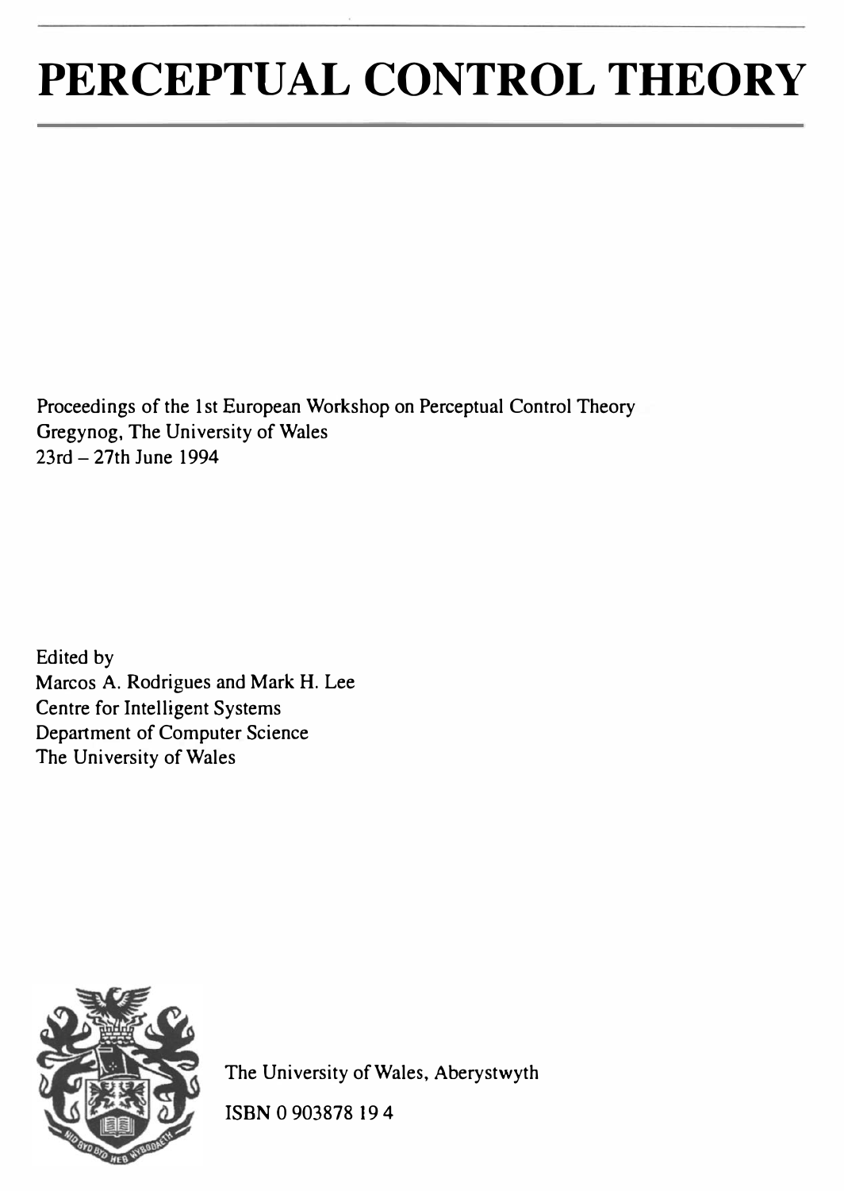# PERCEPTUAL CONTROL THEORY

Proceedings of the 1st European Workshop on Perceptual Control Theory
Gregynog, The University of Wales
23rd – 27th June 1994

Edited by
Marcos A. Rodrigues and Mark H. Lee
Centre for Intelligent Systems
Department of Computer Science
The University of Wales

The University of Wales, Aberystwyth

ISBN 0 903878 19 4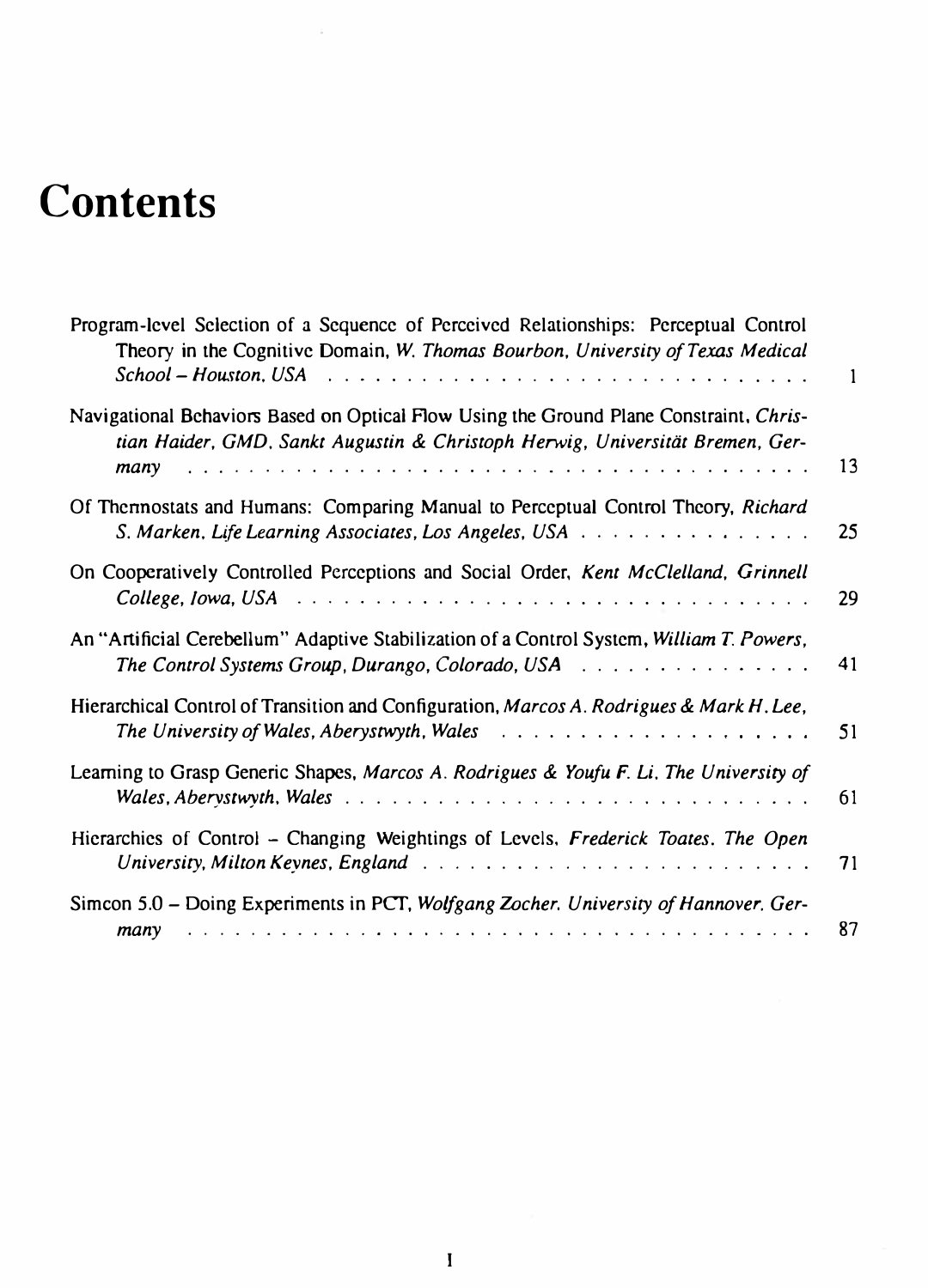# Contents

Program-level Selection of a Sequence of Perceived Relationships: Perceptual Control Theory in the Cognitive Domain, *W. Thomas Bourbon, University of Texas Medical School – Houston, USA* . . . . . . . . . . . . . . . . . . . . . . . . . . . . . . 1

Navigational Behaviors Based on Optical Flow Using the Ground Plane Constraint, *Christian Haider, GMD, Sankt Augustin & Christoph Herwig, Universität Bremen, Germany* . . . . . . . . . . . . . . . . . . . . . . . . . . . . . . . . . . . . . 13

Of Thermostats and Humans: Comparing Manual to Perceptual Control Theory, *Richard S. Marken, Life Learning Associates, Los Angeles, USA* . . . . . . . . . . . . . . . 25

On Cooperatively Controlled Perceptions and Social Order, *Kent McClelland, Grinnell College, Iowa, USA* . . . . . . . . . . . . . . . . . . . . . . . . . . . . . . . . 29

An "Artificial Cerebellum" Adaptive Stabilization of a Control System, *William T. Powers, The Control Systems Group, Durango, Colorado, USA* . . . . . . . . . . . . . . . 41

Hierarchical Control of Transition and Configuration, *Marcos A. Rodrigues & Mark H. Lee, The University of Wales, Aberystwyth, Wales* . . . . . . . . . . . . . . . . . . . . 51

Learning to Grasp Generic Shapes, *Marcos A. Rodrigues & Youfu F. Li, The University of Wales, Aberystwyth, Wales* . . . . . . . . . . . . . . . . . . . . . . . . . . . . . 61

Hierarchies of Control – Changing Weightings of Levels, *Frederick Toates, The Open University, Milton Keynes, England* . . . . . . . . . . . . . . . . . . . . . . . . . 71

Simcon 5.0 – Doing Experiments in PCT, *Wolfgang Zocher, University of Hannover, Germany* . . . . . . . . . . . . . . . . . . . . . . . . . . . . . . . . . . . . . 87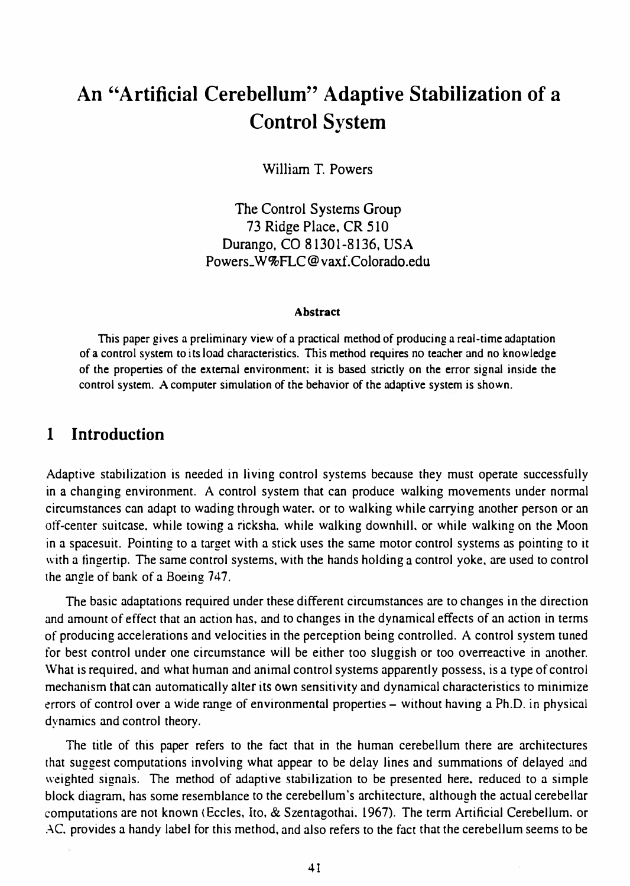# An "Artificial Cerebellum" Adaptive Stabilization of a Control System

William T. Powers

The Control Systems Group
73 Ridge Place, CR 510
Durango, CO 81301-8136, USA
Powers_W%FLC@vaxf.Colorado.edu

**Abstract**

This paper gives a preliminary view of a practical method of producing a real-time adaptation of a control system to its load characteristics. This method requires no teacher and no knowledge of the properties of the external environment; it is based strictly on the error signal inside the control system. A computer simulation of the behavior of the adaptive system is shown.

## 1 Introduction

Adaptive stabilization is needed in living control systems because they must operate successfully in a changing environment. A control system that can produce walking movements under normal circumstances can adapt to wading through water, or to walking while carrying another person or an off-center suitcase, while towing a ricksha, while walking downhill, or while walking on the Moon in a spacesuit. Pointing to a target with a stick uses the same motor control systems as pointing to it with a fingertip. The same control systems, with the hands holding a control yoke, are used to control the angle of bank of a Boeing 747.

The basic adaptations required under these different circumstances are to changes in the direction and amount of effect that an action has, and to changes in the dynamical effects of an action in terms of producing accelerations and velocities in the perception being controlled. A control system tuned for best control under one circumstance will be either too sluggish or too overreactive in another. What is required, and what human and animal control systems apparently possess, is a type of control mechanism that can automatically alter its own sensitivity and dynamical characteristics to minimize errors of control over a wide range of environmental properties – without having a Ph.D. in physical dynamics and control theory.

The title of this paper refers to the fact that in the human cerebellum there are architectures that suggest computations involving what appear to be delay lines and summations of delayed and weighted signals. The method of adaptive stabilization to be presented here, reduced to a simple block diagram, has some resemblance to the cerebellum's architecture, although the actual cerebellar computations are not known (Eccles, Ito, & Szentagothai, 1967). The term Artificial Cerebellum, or AC, provides a handy label for this method, and also refers to the fact that the cerebellum seems to be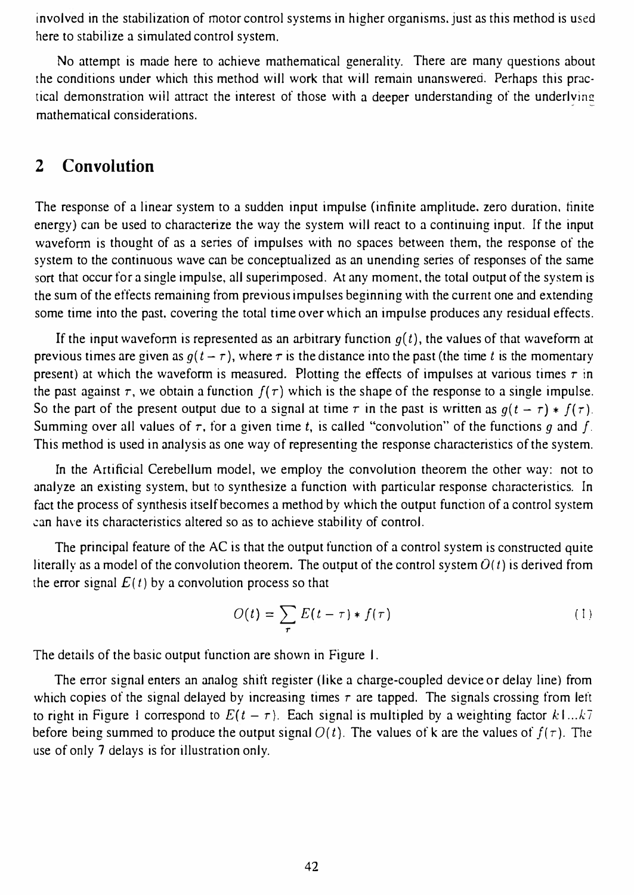involved in the stabilization of motor control systems in higher organisms, just as this method is used here to stabilize a simulated control system.

No attempt is made here to achieve mathematical generality. There are many questions about the conditions under which this method will work that will remain unanswered. Perhaps this practical demonstration will attract the interest of those with a deeper understanding of the underlying mathematical considerations.

## 2 Convolution

The response of a linear system to a sudden input impulse (infinite amplitude, zero duration, finite energy) can be used to characterize the way the system will react to a continuing input. If the input waveform is thought of as a series of impulses with no spaces between them, the response of the system to the continuous wave can be conceptualized as an unending series of responses of the same sort that occur for a single impulse, all superimposed. At any moment, the total output of the system is the sum of the effects remaining from previous impulses beginning with the current one and extending some time into the past, covering the total time over which an impulse produces any residual effects.

If the input waveform is represented as an arbitrary function $g(t)$, the values of that waveform at previous times are given as $g(t-\tau)$, where $\tau$ is the distance into the past (the time $t$ is the momentary present) at which the waveform is measured. Plotting the effects of impulses at various times $\tau$ in the past against $\tau$, we obtain a function $f(\tau)$ which is the shape of the response to a single impulse. So the part of the present output due to a signal at time $\tau$ in the past is written as $g(t-\tau) * f(\tau)$. Summing over all values of $\tau$, for a given time $t$, is called "convolution" of the functions $g$ and $f$. This method is used in analysis as one way of representing the response characteristics of the system.

In the Artificial Cerebellum model, we employ the convolution theorem the other way: not to analyze an existing system, but to synthesize a function with particular response characteristics. In fact the process of synthesis itself becomes a method by which the output function of a control system can have its characteristics altered so as to achieve stability of control.

The principal feature of the AC is that the output function of a control system is constructed quite literally as a model of the convolution theorem. The output of the control system $O(t)$ is derived from the error signal $E(t)$ by a convolution process so that

$$O(t) = \sum_{\tau} E(t-\tau) * f(\tau) \tag{1}$$

The details of the basic output function are shown in Figure 1.

The error signal enters an analog shift register (like a charge-coupled device or delay line) from which copies of the signal delayed by increasing times $\tau$ are tapped. The signals crossing from left to right in Figure 1 correspond to $E(t-\tau)$. Each signal is multipled by a weighting factor $k1 \ldots k7$ before being summed to produce the output signal $O(t)$. The values of k are the values of $f(\tau)$. The use of only 7 delays is for illustration only.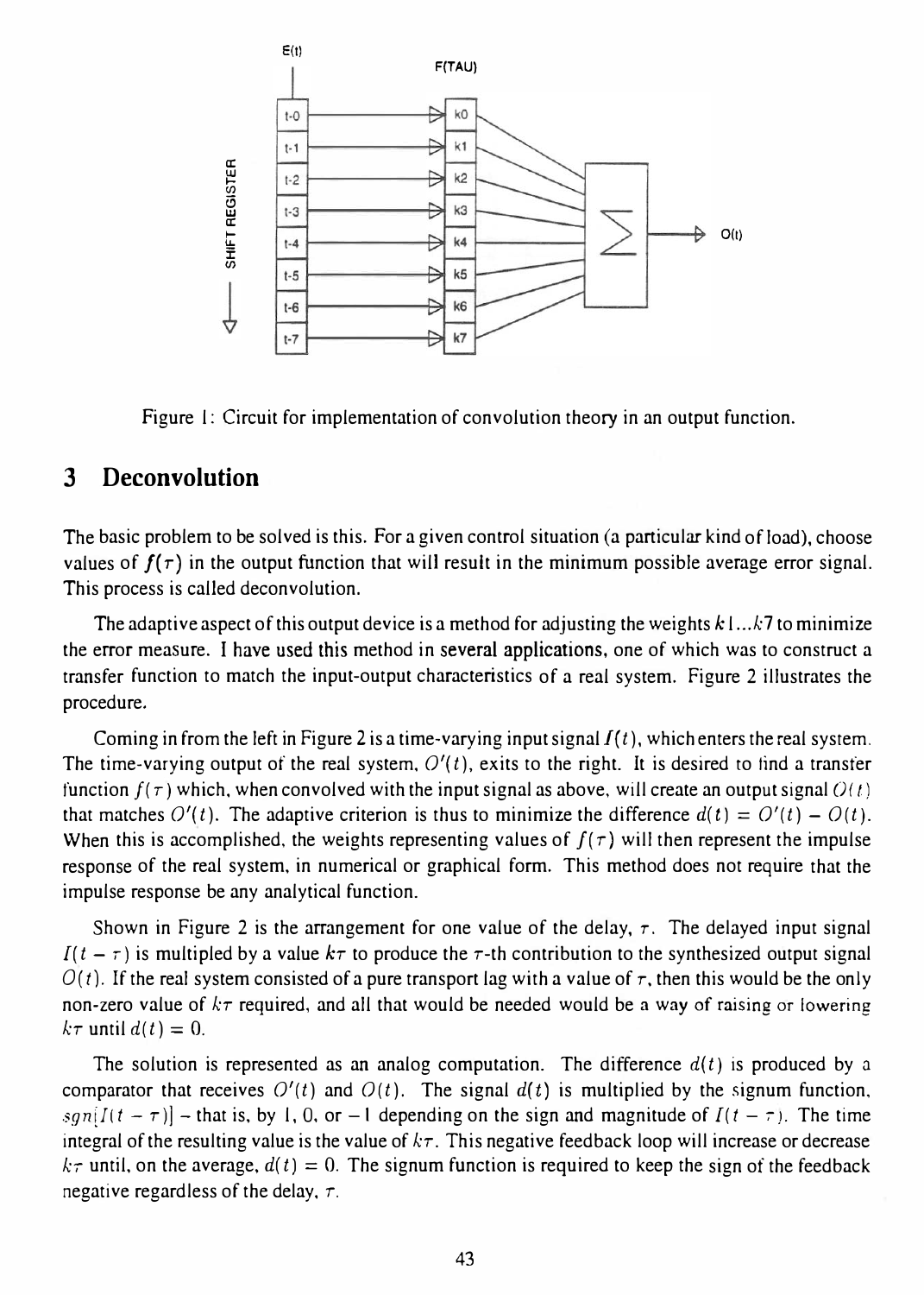Figure 1: Circuit for implementation of convolution theory in an output function.

## 3 Deconvolution

The basic problem to be solved is this. For a given control situation (a particular kind of load), choose values of $f(\tau)$ in the output function that will result in the minimum possible average error signal. This process is called deconvolution.

The adaptive aspect of this output device is a method for adjusting the weights $k1...k7$ to minimize the error measure. I have used this method in several applications, one of which was to construct a transfer function to match the input-output characteristics of a real system. Figure 2 illustrates the procedure.

Coming in from the left in Figure 2 is a time-varying input signal $I(t)$, which enters the real system. The time-varying output of the real system, $O'(t)$, exits to the right. It is desired to find a transfer function $f(\tau)$ which, when convolved with the input signal as above, will create an output signal $O(t)$ that matches $O'(t)$. The adaptive criterion is thus to minimize the difference $d(t) = O'(t) - O(t)$. When this is accomplished, the weights representing values of $f(\tau)$ will then represent the impulse response of the real system, in numerical or graphical form. This method does not require that the impulse response be any analytical function.

Shown in Figure 2 is the arrangement for one value of the delay, $\tau$. The delayed input signal $I(t - \tau)$ is multipled by a value $k\tau$ to produce the $\tau$-th contribution to the synthesized output signal $O(t)$. If the real system consisted of a pure transport lag with a value of $\tau$, then this would be the only non-zero value of $k\tau$ required, and all that would be needed would be a way of raising or lowering $k\tau$ until $d(t) = 0$.

The solution is represented as an analog computation. The difference $d(t)$ is produced by a comparator that receives $O'(t)$ and $O(t)$. The signal $d(t)$ is multiplied by the signum function, $sgn[I(t - \tau)]$ – that is, by 1, 0, or $-1$ depending on the sign and magnitude of $I(t - \tau)$. The time integral of the resulting value is the value of $k\tau$. This negative feedback loop will increase or decrease $k\tau$ until, on the average, $d(t) = 0$. The signum function is required to keep the sign of the feedback negative regardless of the delay, $\tau$.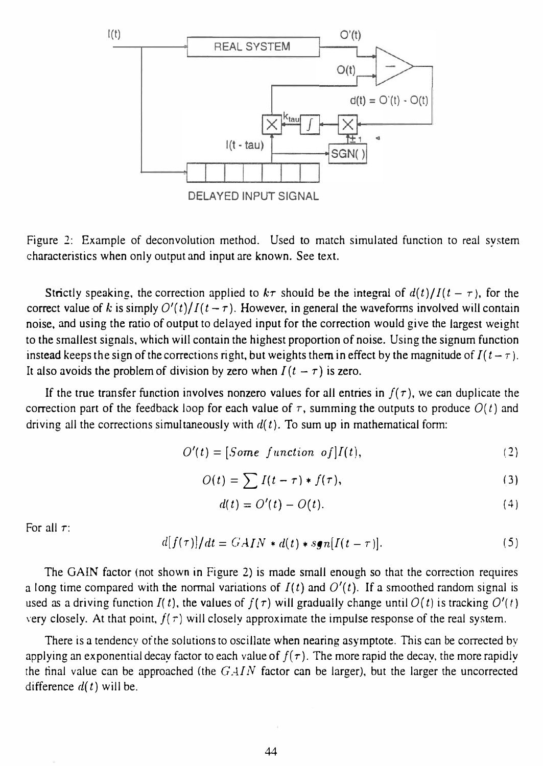Figure 2: Example of deconvolution method. Used to match simulated function to real system characteristics when only output and input are known. See text.

Strictly speaking, the correction applied to $k\tau$ should be the integral of $d(t)/I(t-\tau)$, for the correct value of $k$ is simply $O'(t)/I(t-\tau)$. However, in general the waveforms involved will contain noise, and using the ratio of output to delayed input for the correction would give the largest weight to the smallest signals, which will contain the highest proportion of noise. Using the signum function instead keeps the sign of the corrections right, but weights them in effect by the magnitude of $I(t-\tau)$. It also avoids the problem of division by zero when $I(t-\tau)$ is zero.

If the true transfer function involves nonzero values for all entries in $f(\tau)$, we can duplicate the correction part of the feedback loop for each value of $\tau$, summing the outputs to produce $O(t)$ and driving all the corrections simultaneously with $d(t)$. To sum up in mathematical form:

$$O'(t) = [Some\ function\ of]I(t), \tag{2}$$

$$O(t) = \sum I(t-\tau) * f(\tau), \tag{3}$$

$$d(t) = O'(t) - O(t). \tag{4}$$

For all $\tau$:

$$d[f(\tau)]/dt = GAIN * d(t) * sgn[I(t-\tau)]. \tag{5}$$

The GAIN factor (not shown in Figure 2) is made small enough so that the correction requires a long time compared with the normal variations of $I(t)$ and $O'(t)$. If a smoothed random signal is used as a driving function $I(t)$, the values of $f(\tau)$ will gradually change until $O(t)$ is tracking $O'(t)$ very closely. At that point, $f(\tau)$ will closely approximate the impulse response of the real system.

There is a tendency of the solutions to oscillate when nearing asymptote. This can be corrected by applying an exponential decay factor to each value of $f(\tau)$. The more rapid the decay, the more rapidly the final value can be approached (the $GAIN$ factor can be larger), but the larger the uncorrected difference $d(t)$ will be.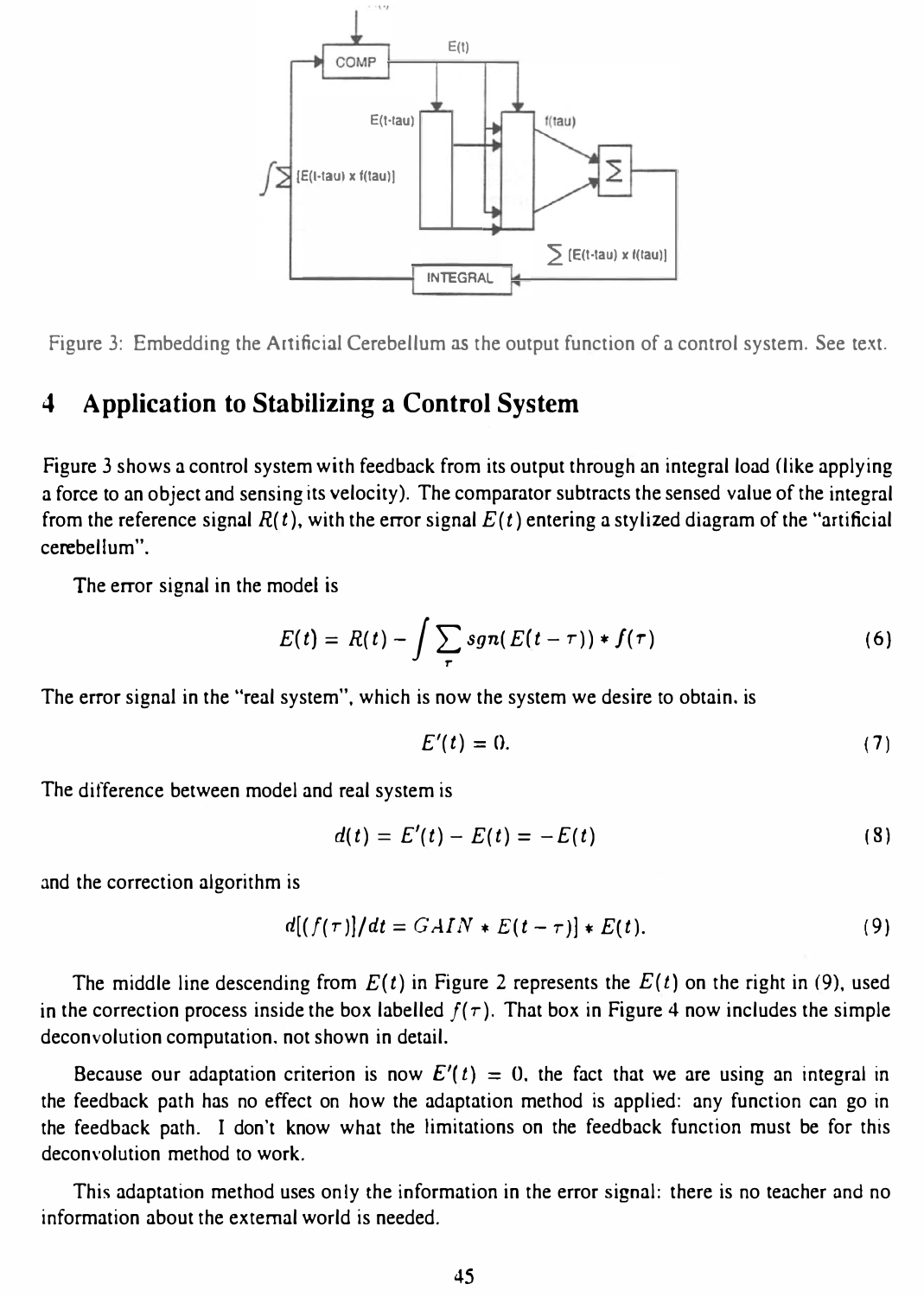Figure 3: Embedding the Artificial Cerebellum as the output function of a control system. See text.

## 4 Application to Stabilizing a Control System

Figure 3 shows a control system with feedback from its output through an integral load (like applying a force to an object and sensing its velocity). The comparator subtracts the sensed value of the integral from the reference signal $R(t)$, with the error signal $E(t)$ entering a stylized diagram of the "artificial cerebellum".

The error signal in the model is

$$E(t) = R(t) - \int \sum_{\tau} sgn(E(t-\tau)) * f(\tau) \tag{6}$$

The error signal in the "real system", which is now the system we desire to obtain, is

$$E'(t) = 0. \tag{7}$$

The difference between model and real system is

$$d(t) = E'(t) - E(t) = -E(t) \tag{8}$$

and the correction algorithm is

$$d[(f(\tau)]/dt = GAIN * E(t-\tau)] * E(t). \tag{9}$$

The middle line descending from $E(t)$ in Figure 2 represents the $E(t)$ on the right in (9), used in the correction process inside the box labelled $f(\tau)$. That box in Figure 4 now includes the simple deconvolution computation, not shown in detail.

Because our adaptation criterion is now $E'(t) = 0$, the fact that we are using an integral in the feedback path has no effect on how the adaptation method is applied: any function can go in the feedback path. I don't know what the limitations on the feedback function must be for this deconvolution method to work.

This adaptation method uses only the information in the error signal: there is no teacher and no information about the external world is needed.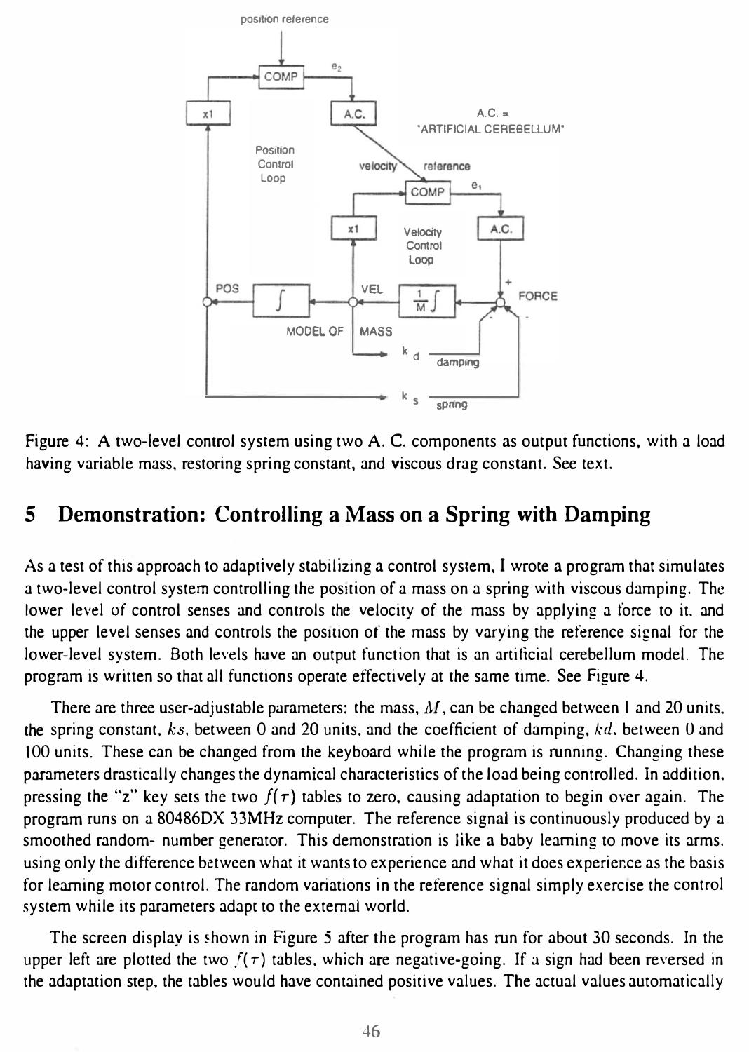Figure 4: A two-level control system using two A. C. components as output functions, with a load having variable mass, restoring spring constant, and viscous drag constant. See text.

## 5 Demonstration: Controlling a Mass on a Spring with Damping

As a test of this approach to adaptively stabilizing a control system, I wrote a program that simulates a two-level control system controlling the position of a mass on a spring with viscous damping. The lower level of control senses and controls the velocity of the mass by applying a force to it, and the upper level senses and controls the position of the mass by varying the reference signal for the lower-level system. Both levels have an output function that is an artificial cerebellum model. The program is written so that all functions operate effectively at the same time. See Figure 4.

There are three user-adjustable parameters: the mass, $M$, can be changed between 1 and 20 units, the spring constant, $ks$, between 0 and 20 units, and the coefficient of damping, $kd$, between 0 and 100 units. These can be changed from the keyboard while the program is running. Changing these parameters drastically changes the dynamical characteristics of the load being controlled. In addition, pressing the "z" key sets the two $f(\tau)$ tables to zero, causing adaptation to begin over again. The program runs on a 80486DX 33MHz computer. The reference signal is continuously produced by a smoothed random- number generator. This demonstration is like a baby learning to move its arms, using only the difference between what it wants to experience and what it does experience as the basis for learning motor control. The random variations in the reference signal simply exercise the control system while its parameters adapt to the external world.

The screen display is shown in Figure 5 after the program has run for about 30 seconds. In the upper left are plotted the two $f(\tau)$ tables, which are negative-going. If a sign had been reversed in the adaptation step, the tables would have contained positive values. The actual values automatically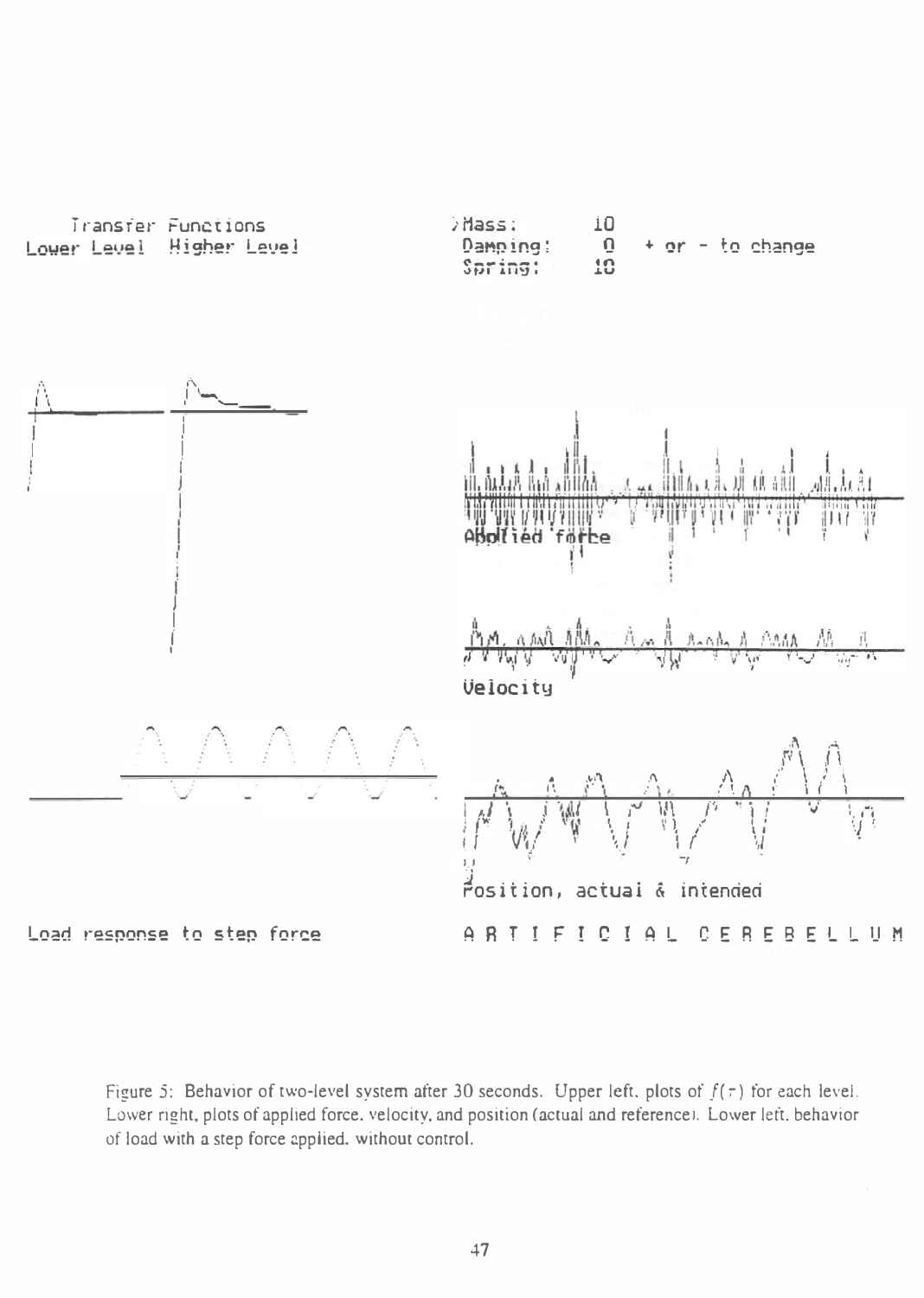Figure 5: Behavior of two-level system after 30 seconds. Upper left, plots of $f(\tau)$ for each level. Lower right, plots of applied force, velocity, and position (actual and reference). Lower left, behavior of load with a step force applied, without control.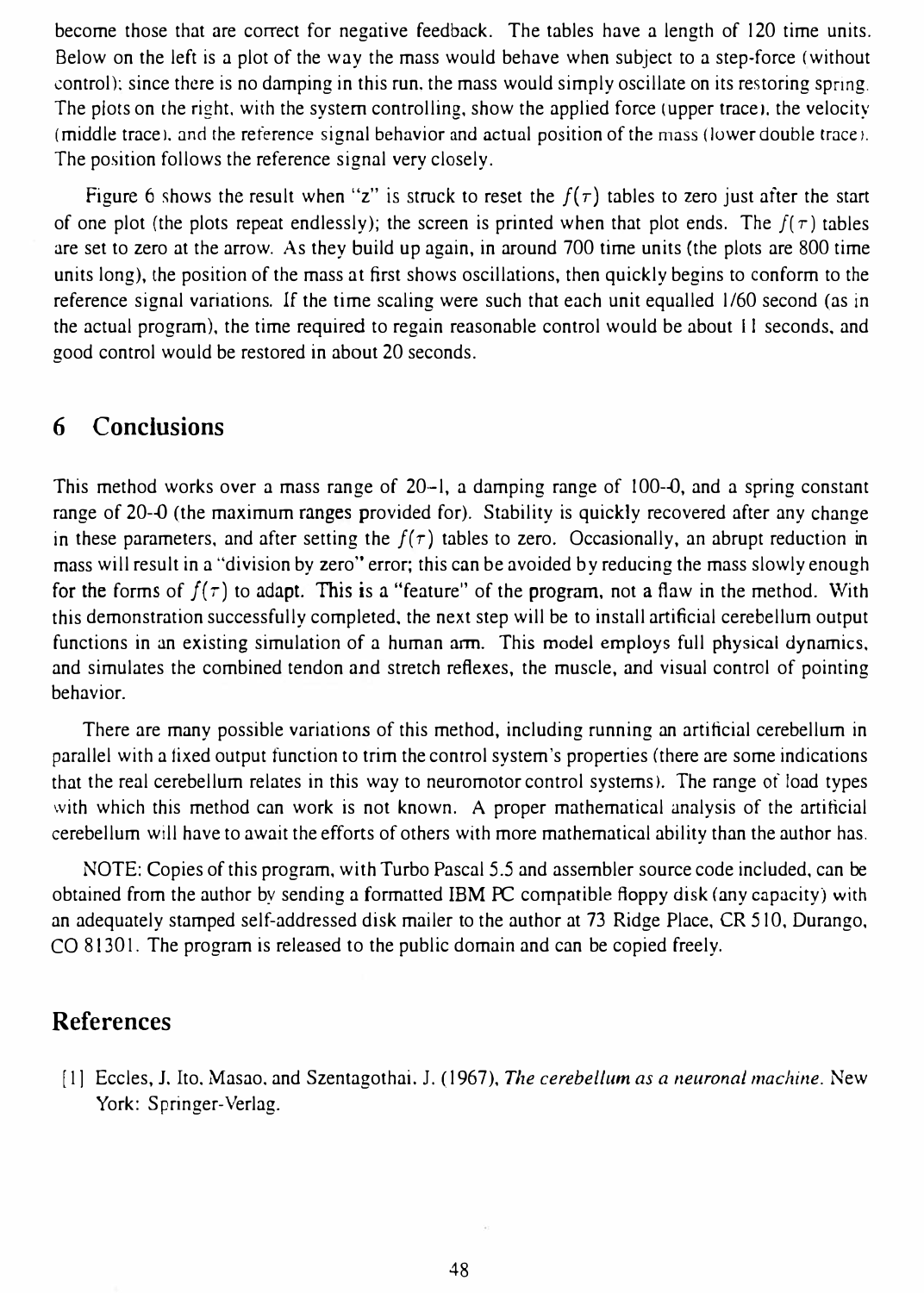become those that are correct for negative feedback. The tables have a length of 120 time units. Below on the left is a plot of the way the mass would behave when subject to a step-force (without control); since there is no damping in this run, the mass would simply oscillate on its restoring spring. The plots on the right, with the system controlling, show the applied force (upper trace), the velocity (middle trace), and the reference signal behavior and actual position of the mass (lower double trace). The position follows the reference signal very closely.

Figure 6 shows the result when "z" is struck to reset the $f(\tau)$ tables to zero just after the start of one plot (the plots repeat endlessly); the screen is printed when that plot ends. The $f(\tau)$ tables are set to zero at the arrow. As they build up again, in around 700 time units (the plots are 800 time units long), the position of the mass at first shows oscillations, then quickly begins to conform to the reference signal variations. If the time scaling were such that each unit equalled 1/60 second (as in the actual program), the time required to regain reasonable control would be about 11 seconds, and good control would be restored in about 20 seconds.

## 6 Conclusions

This method works over a mass range of 20–1, a damping range of 100–0, and a spring constant range of 20–0 (the maximum ranges provided for). Stability is quickly recovered after any change in these parameters, and after setting the $f(\tau)$ tables to zero. Occasionally, an abrupt reduction in mass will result in a "division by zero" error; this can be avoided by reducing the mass slowly enough for the forms of $f(\tau)$ to adapt. This is a "feature" of the program, not a flaw in the method. With this demonstration successfully completed, the next step will be to install artificial cerebellum output functions in an existing simulation of a human arm. This model employs full physical dynamics, and simulates the combined tendon and stretch reflexes, the muscle, and visual control of pointing behavior.

There are many possible variations of this method, including running an artificial cerebellum in parallel with a fixed output function to trim the control system's properties (there are some indications that the real cerebellum relates in this way to neuromotor control systems). The range of load types with which this method can work is not known. A proper mathematical analysis of the artificial cerebellum will have to await the efforts of others with more mathematical ability than the author has.

NOTE: Copies of this program, with Turbo Pascal 5.5 and assembler source code included, can be obtained from the author by sending a formatted IBM PC compatible floppy disk (any capacity) with an adequately stamped self-addressed disk mailer to the author at 73 Ridge Place, CR 510, Durango, CO 81301. The program is released to the public domain and can be copied freely.

## References

[1] Eccles, J. Ito, Masao, and Szentagothai, J. (1967), *The cerebellum as a neuronal machine*. New York: Springer-Verlag.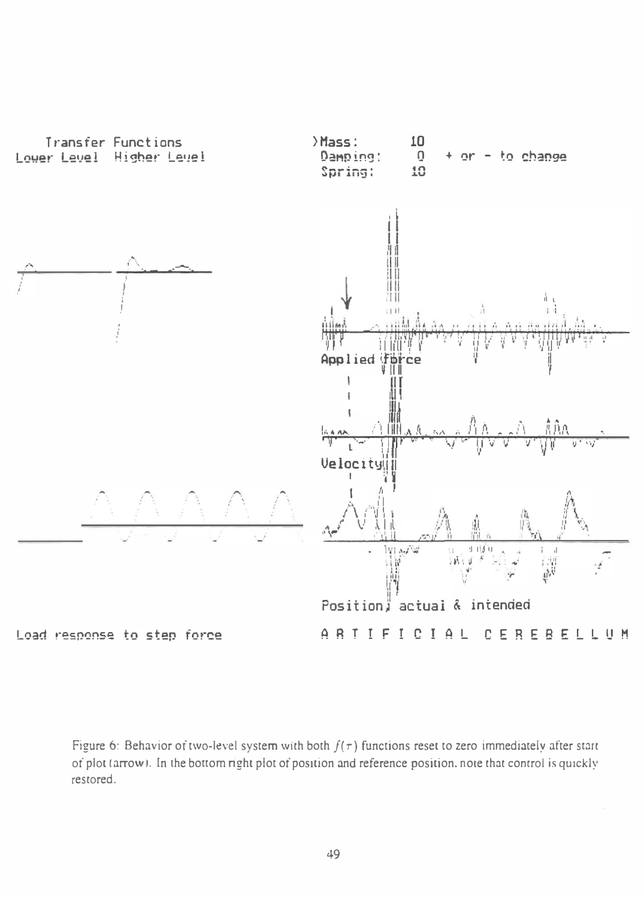Transfer Functions
Lower Level   Higher Level

>Mass: 10
Damping: 0   + or - to change
Spring: 10

Applied force

Velocity

Position, actual & intended

Load response to step force

A R T I F I C I A L   C E R E B E L L U M

Figure 6: Behavior of two-level system with both $f(\tau)$ functions reset to zero immediately after start of plot (arrow). In the bottom right plot of position and reference position, note that control is quickly restored.